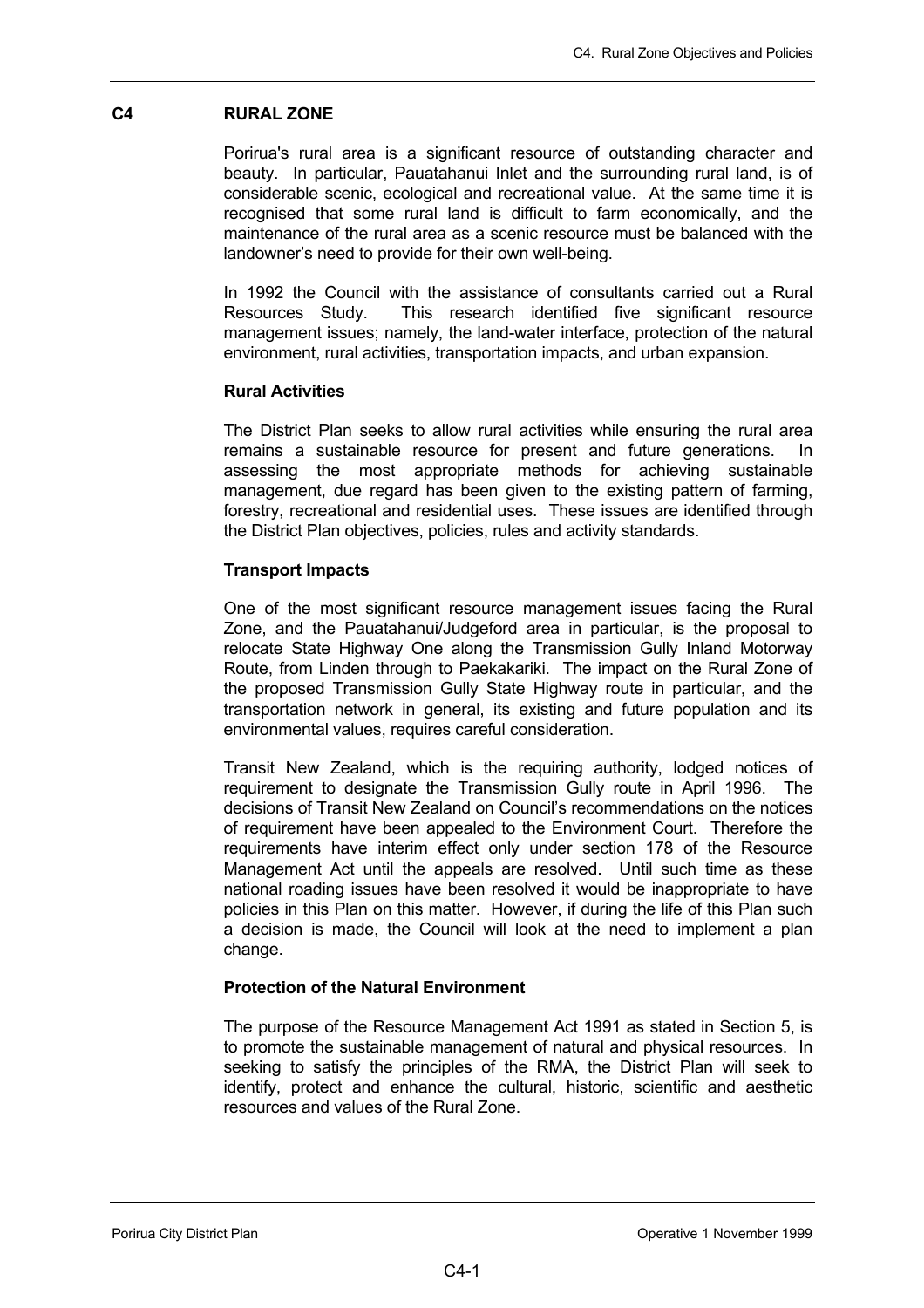# C4 RURAL ZONE

Porirua's rural area is a significant resource of outstanding character and beauty. In particular, Pauatahanui Inlet and the surrounding rural land, is of considerable scenic, ecological and recreational value. At the same time it is recognised that some rural land is difficult to farm economically, and the maintenance of the rural area as a scenic resource must be balanced with the landowner's need to provide for their own well-being.

In 1992 the Council with the assistance of consultants carried out a Rural Resources Study. This research identified five significant resource management issues; namely, the land-water interface, protection of the natural environment, rural activities, transportation impacts, and urban expansion.

## Rural Activities

The District Plan seeks to allow rural activities while ensuring the rural area remains a sustainable resource for present and future generations. In assessing the most appropriate methods for achieving sustainable management, due regard has been given to the existing pattern of farming, forestry, recreational and residential uses. These issues are identified through the District Plan objectives, policies, rules and activity standards.

## Transport Impacts

One of the most significant resource management issues facing the Rural Zone, and the Pauatahanui/Judgeford area in particular, is the proposal to relocate State Highway One along the Transmission Gully Inland Motorway Route, from Linden through to Paekakariki. The impact on the Rural Zone of the proposed Transmission Gully State Highway route in particular, and the transportation network in general, its existing and future population and its environmental values, requires careful consideration.

Transit New Zealand, which is the requiring authority, lodged notices of requirement to designate the Transmission Gully route in April 1996. The decisions of Transit New Zealand on Council's recommendations on the notices of requirement have been appealed to the Environment Court. Therefore the requirements have interim effect only under section 178 of the Resource Management Act until the appeals are resolved. Until such time as these national roading issues have been resolved it would be inappropriate to have policies in this Plan on this matter. However, if during the life of this Plan such a decision is made, the Council will look at the need to implement a plan change.

## Protection of the Natural Environment

The purpose of the Resource Management Act 1991 as stated in Section 5, is to promote the sustainable management of natural and physical resources. In seeking to satisfy the principles of the RMA, the District Plan will seek to identify, protect and enhance the cultural, historic, scientific and aesthetic resources and values of the Rural Zone.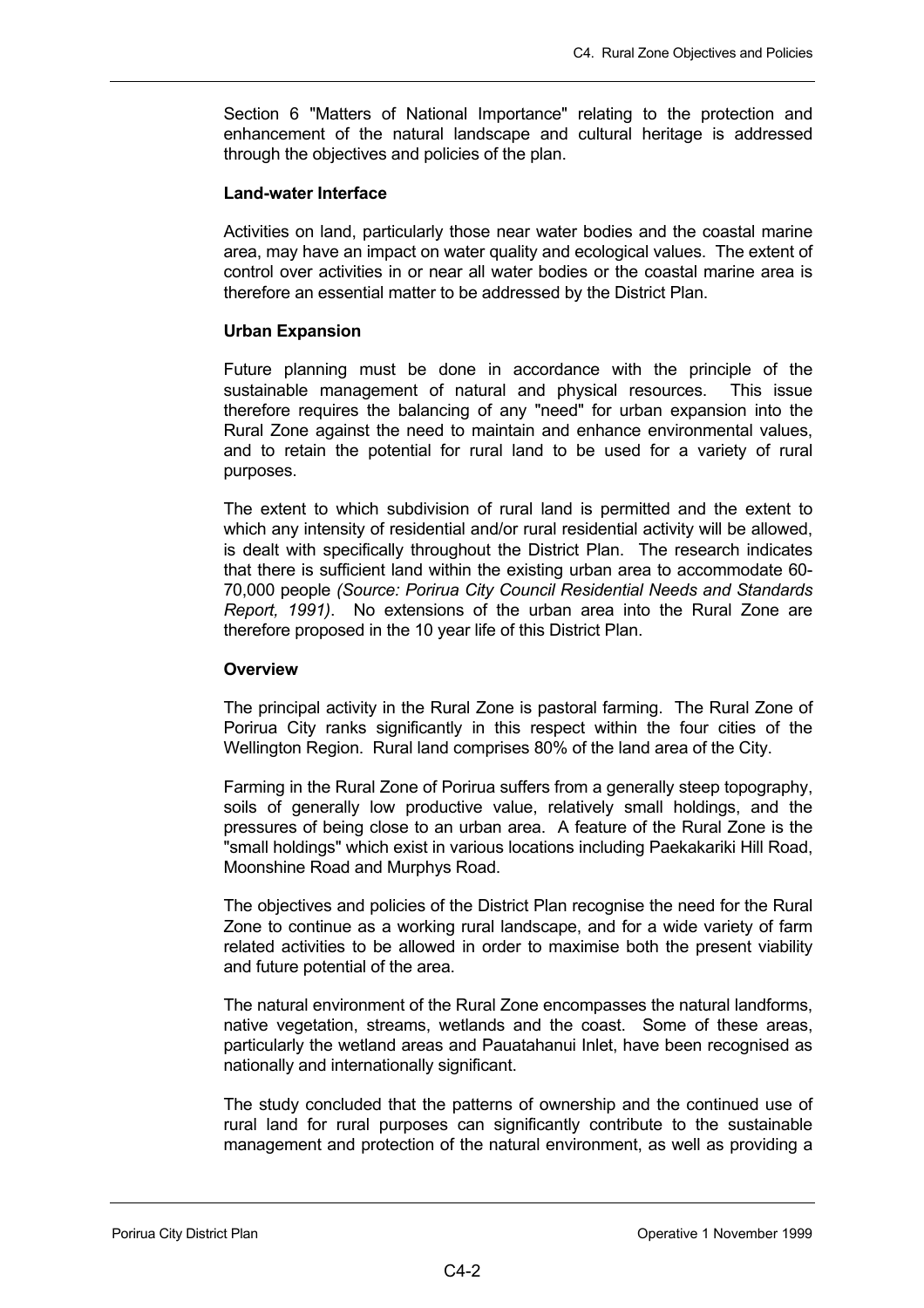Section 6 "Matters of National Importance" relating to the protection and enhancement of the natural landscape and cultural heritage is addressed through the objectives and policies of the plan.

**Land-water Interface**

Activities on land, particularly those near water bodies and the coastal marine area, may have an impact on water quality and ecological values. The extent of control over activities in or near all water bodies or the coastal marine area is therefore an essential matter to be addressed by the District Plan.

**Urban Expansion**

Future planning must be done in accordance with the principle of the sustainable management of natural and physical resources. This issue therefore requires the balancing of any "need" for urban expansion into the Rural Zone against the need to maintain and enhance environmental values, and to retain the potential for rural land to be used for a variety of rural purposes.

The extent to which subdivision of rural land is permitted and the extent to which any intensity of residential and/or rural residential activity will be allowed, is dealt with specifically throughout the District Plan. The research indicates that there is sufficient land within the existing urban area to accommodate 60-70,000 people *(Source: Porirua City Council Residential Needs and Standards Report, 1991)*. No extensions of the urban area into the Rural Zone are therefore proposed in the 10 year life of this District Plan.

**Overview**

The principal activity in the Rural Zone is pastoral farming. The Rural Zone of Porirua City ranks significantly in this respect within the four cities of the Wellington Region. Rural land comprises 80% of the land area of the City.

Farming in the Rural Zone of Porirua suffers from a generally steep topography, soils of generally low productive value, relatively small holdings, and the pressures of being close to an urban area. A feature of the Rural Zone is the "small holdings" which exist in various locations including Paekakariki Hill Road, Moonshine Road and Murphys Road.

The objectives and policies of the District Plan recognise the need for the Rural Zone to continue as a working rural landscape, and for a wide variety of farm related activities to be allowed in order to maximise both the present viability and future potential of the area.

The natural environment of the Rural Zone encompasses the natural landforms, native vegetation, streams, wetlands and the coast. Some of these areas, particularly the wetland areas and Pauatahanui Inlet, have been recognised as nationally and internationally significant.

The study concluded that the patterns of ownership and the continued use of rural land for rural purposes can significantly contribute to the sustainable management and protection of the natural environment, as well as providing a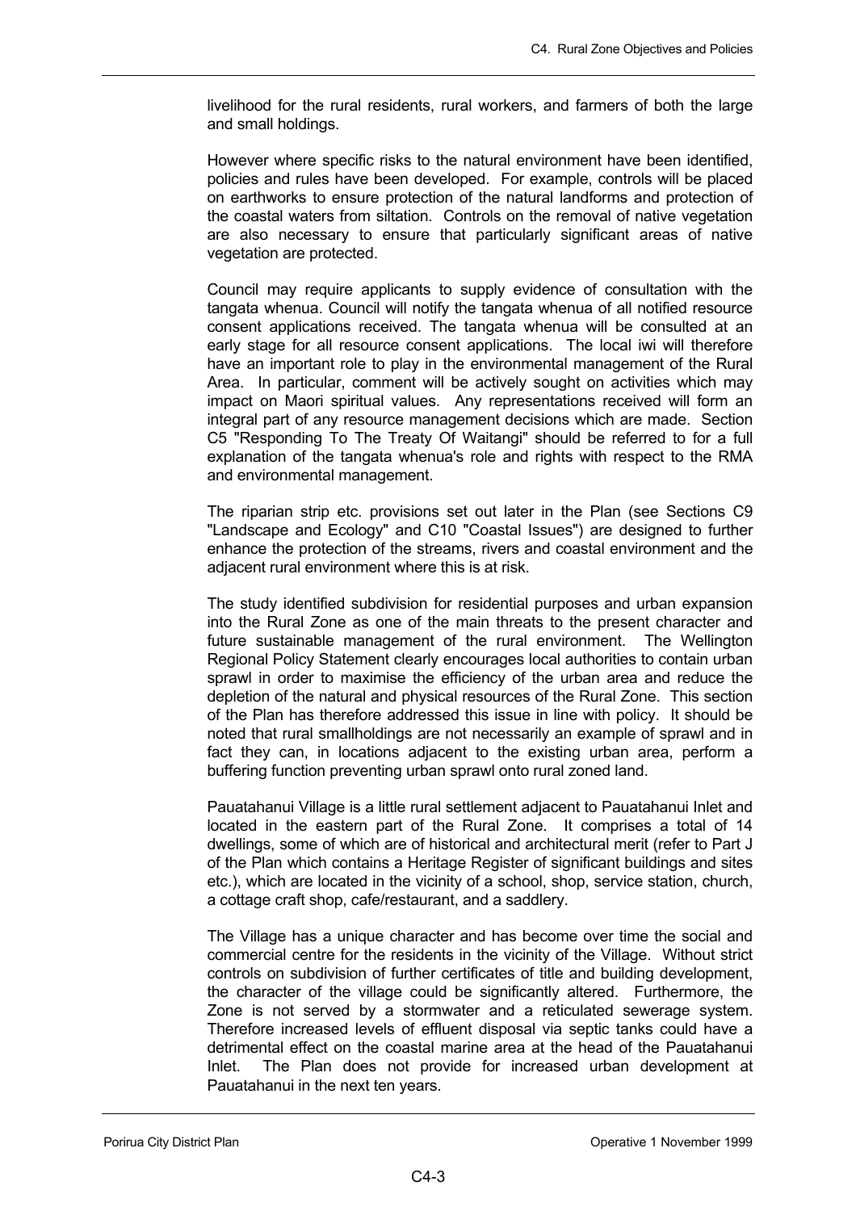livelihood for the rural residents, rural workers, and farmers of both the large and small holdings.

However where specific risks to the natural environment have been identified, policies and rules have been developed. For example, controls will be placed on earthworks to ensure protection of the natural landforms and protection of the coastal waters from siltation. Controls on the removal of native vegetation are also necessary to ensure that particularly significant areas of native vegetation are protected.

Council may require applicants to supply evidence of consultation with the tangata whenua. Council will notify the tangata whenua of all notified resource consent applications received. The tangata whenua will be consulted at an early stage for all resource consent applications. The local iwi will therefore have an important role to play in the environmental management of the Rural Area. In particular, comment will be actively sought on activities which may impact on Maori spiritual values. Any representations received will form an integral part of any resource management decisions which are made. Section C5 "Responding To The Treaty Of Waitangi" should be referred to for a full explanation of the tangata whenua's role and rights with respect to the RMA and environmental management.

The riparian strip etc. provisions set out later in the Plan (see Sections C9 "Landscape and Ecology" and C10 "Coastal Issues") are designed to further enhance the protection of the streams, rivers and coastal environment and the adjacent rural environment where this is at risk.

The study identified subdivision for residential purposes and urban expansion into the Rural Zone as one of the main threats to the present character and future sustainable management of the rural environment. The Wellington Regional Policy Statement clearly encourages local authorities to contain urban sprawl in order to maximise the efficiency of the urban area and reduce the depletion of the natural and physical resources of the Rural Zone. This section of the Plan has therefore addressed this issue in line with policy. It should be noted that rural smallholdings are not necessarily an example of sprawl and in fact they can, in locations adjacent to the existing urban area, perform a buffering function preventing urban sprawl onto rural zoned land.

Pauatahanui Village is a little rural settlement adjacent to Pauatahanui Inlet and located in the eastern part of the Rural Zone. It comprises a total of 14 dwellings, some of which are of historical and architectural merit (refer to Part J of the Plan which contains a Heritage Register of significant buildings and sites etc.), which are located in the vicinity of a school, shop, service station, church, a cottage craft shop, cafe/restaurant, and a saddlery.

The Village has a unique character and has become over time the social and commercial centre for the residents in the vicinity of the Village. Without strict controls on subdivision of further certificates of title and building development, the character of the village could be significantly altered. Furthermore, the Zone is not served by a stormwater and a reticulated sewerage system. Therefore increased levels of effluent disposal via septic tanks could have a detrimental effect on the coastal marine area at the head of the Pauatahanui Inlet. The Plan does not provide for increased urban development at Pauatahanui in the next ten years.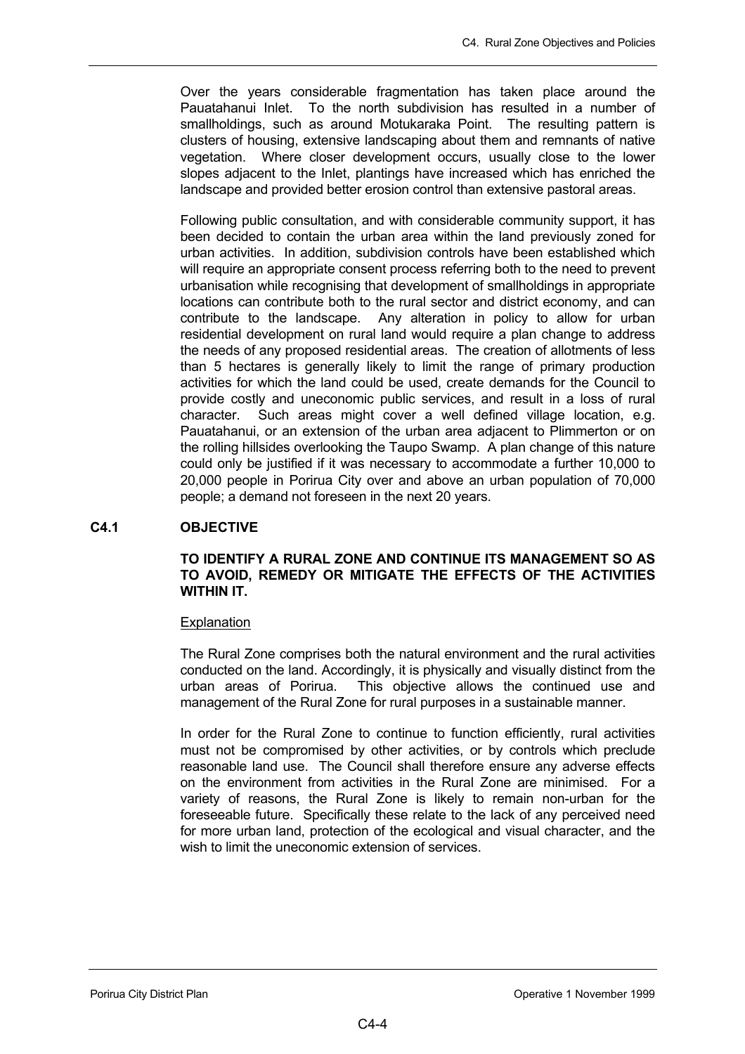Over the years considerable fragmentation has taken place around the Pauatahanui Inlet. To the north subdivision has resulted in a number of smallholdings, such as around Motukaraka Point. The resulting pattern is clusters of housing, extensive landscaping about them and remnants of native vegetation. Where closer development occurs, usually close to the lower slopes adjacent to the Inlet, plantings have increased which has enriched the landscape and provided better erosion control than extensive pastoral areas.

Following public consultation, and with considerable community support, it has been decided to contain the urban area within the land previously zoned for urban activities. In addition, subdivision controls have been established which will require an appropriate consent process referring both to the need to prevent urbanisation while recognising that development of smallholdings in appropriate locations can contribute both to the rural sector and district economy, and can contribute to the landscape. Any alteration in policy to allow for urban residential development on rural land would require a plan change to address the needs of any proposed residential areas. The creation of allotments of less than 5 hectares is generally likely to limit the range of primary production activities for which the land could be used, create demands for the Council to provide costly and uneconomic public services, and result in a loss of rural character. Such areas might cover a well defined village location, e.g. Pauatahanui, or an extension of the urban area adjacent to Plimmerton or on the rolling hillsides overlooking the Taupo Swamp. A plan change of this nature could only be justified if it was necessary to accommodate a further 10,000 to 20,000 people in Porirua City over and above an urban population of 70,000 people; a demand not foreseen in the next 20 years.

## C4.1 OBJECTIVE

**TO IDENTIFY A RURAL ZONE AND CONTINUE ITS MANAGEMENT SO AS TO AVOID, REMEDY OR MITIGATE THE EFFECTS OF THE ACTIVITIES WITHIN IT.**

Explanation

The Rural Zone comprises both the natural environment and the rural activities conducted on the land. Accordingly, it is physically and visually distinct from the urban areas of Porirua. This objective allows the continued use and management of the Rural Zone for rural purposes in a sustainable manner.

In order for the Rural Zone to continue to function efficiently, rural activities must not be compromised by other activities, or by controls which preclude reasonable land use. The Council shall therefore ensure any adverse effects on the environment from activities in the Rural Zone are minimised. For a variety of reasons, the Rural Zone is likely to remain non-urban for the foreseeable future. Specifically these relate to the lack of any perceived need for more urban land, protection of the ecological and visual character, and the wish to limit the uneconomic extension of services.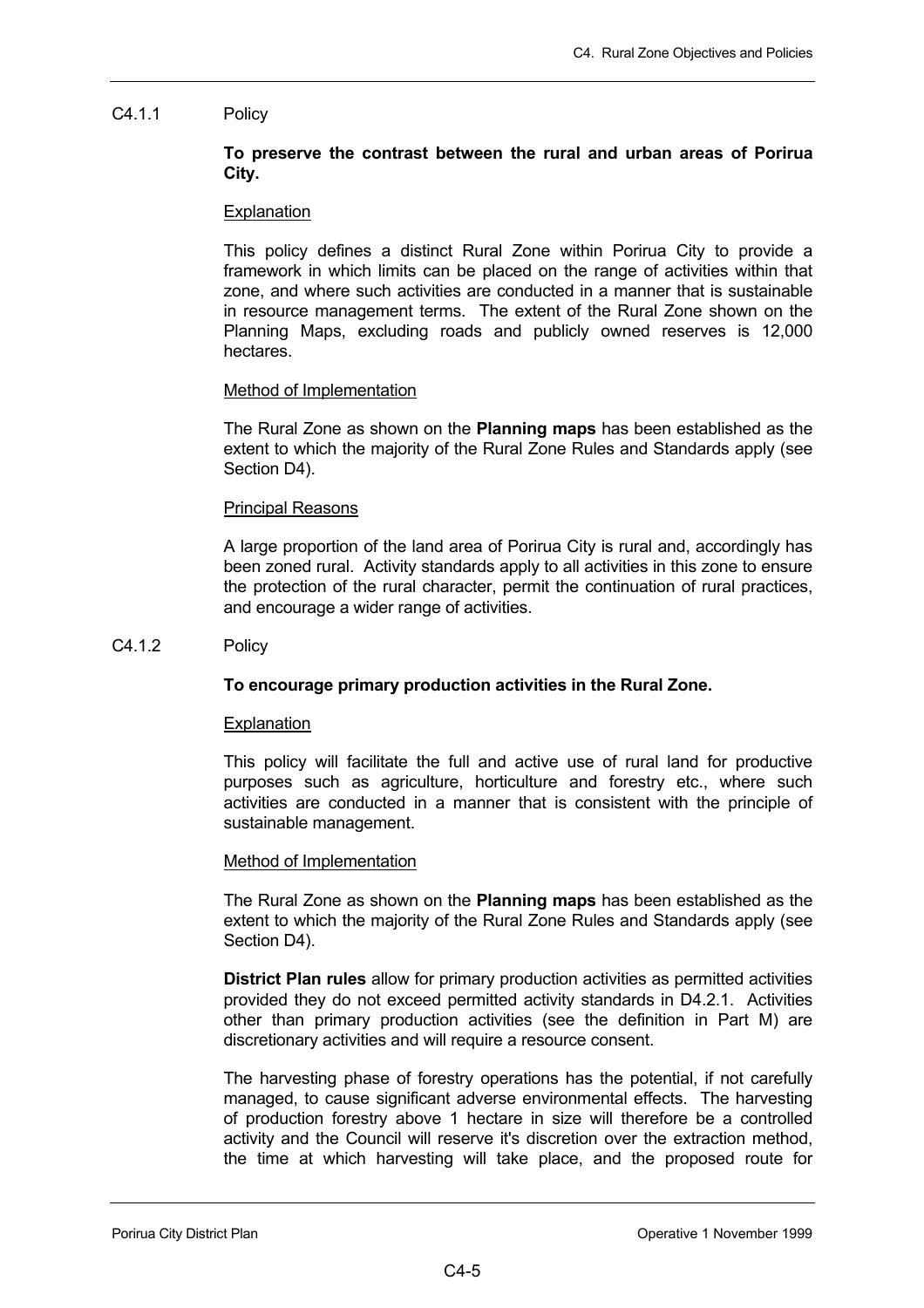C4.1.1 Policy

**To preserve the contrast between the rural and urban areas of Porirua City.**

Explanation

This policy defines a distinct Rural Zone within Porirua City to provide a framework in which limits can be placed on the range of activities within that zone, and where such activities are conducted in a manner that is sustainable in resource management terms. The extent of the Rural Zone shown on the Planning Maps, excluding roads and publicly owned reserves is 12,000 hectares.

Method of Implementation

The Rural Zone as shown on the **Planning maps** has been established as the extent to which the majority of the Rural Zone Rules and Standards apply (see Section D4).

Principal Reasons

A large proportion of the land area of Porirua City is rural and, accordingly has been zoned rural. Activity standards apply to all activities in this zone to ensure the protection of the rural character, permit the continuation of rural practices, and encourage a wider range of activities.

C4.1.2 Policy

**To encourage primary production activities in the Rural Zone.**

Explanation

This policy will facilitate the full and active use of rural land for productive purposes such as agriculture, horticulture and forestry etc., where such activities are conducted in a manner that is consistent with the principle of sustainable management.

Method of Implementation

The Rural Zone as shown on the **Planning maps** has been established as the extent to which the majority of the Rural Zone Rules and Standards apply (see Section D4).

**District Plan rules** allow for primary production activities as permitted activities provided they do not exceed permitted activity standards in D4.2.1. Activities other than primary production activities (see the definition in Part M) are discretionary activities and will require a resource consent.

The harvesting phase of forestry operations has the potential, if not carefully managed, to cause significant adverse environmental effects. The harvesting of production forestry above 1 hectare in size will therefore be a controlled activity and the Council will reserve it's discretion over the extraction method, the time at which harvesting will take place, and the proposed route for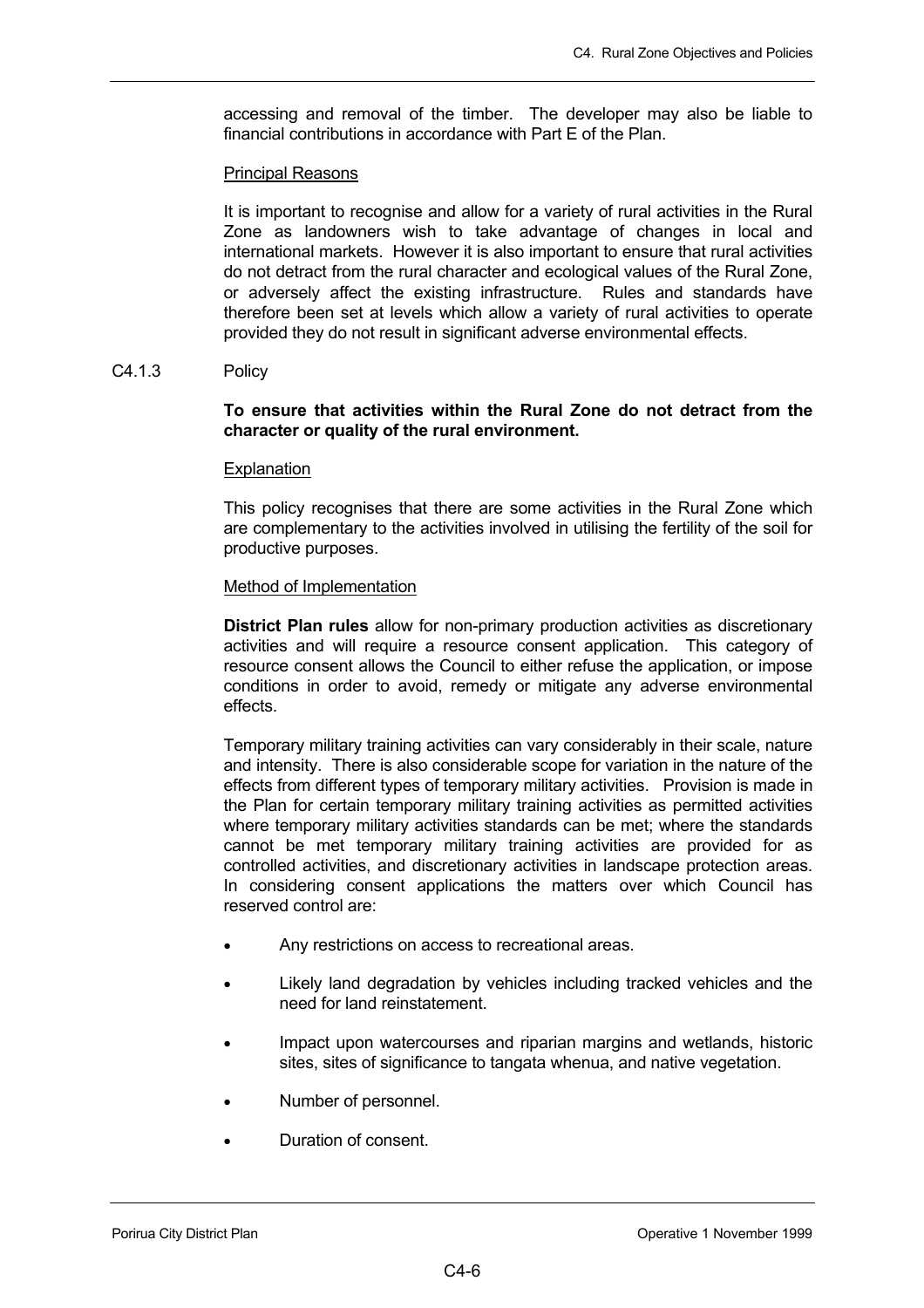accessing and removal of the timber. The developer may also be liable to financial contributions in accordance with Part E of the Plan.

Principal Reasons

It is important to recognise and allow for a variety of rural activities in the Rural Zone as landowners wish to take advantage of changes in local and international markets. However it is also important to ensure that rural activities do not detract from the rural character and ecological values of the Rural Zone, or adversely affect the existing infrastructure. Rules and standards have therefore been set at levels which allow a variety of rural activities to operate provided they do not result in significant adverse environmental effects.

C4.1.3 Policy

**To ensure that activities within the Rural Zone do not detract from the character or quality of the rural environment.**

Explanation

This policy recognises that there are some activities in the Rural Zone which are complementary to the activities involved in utilising the fertility of the soil for productive purposes.

Method of Implementation

**District Plan rules** allow for non-primary production activities as discretionary activities and will require a resource consent application. This category of resource consent allows the Council to either refuse the application, or impose conditions in order to avoid, remedy or mitigate any adverse environmental effects.

Temporary military training activities can vary considerably in their scale, nature and intensity. There is also considerable scope for variation in the nature of the effects from different types of temporary military activities. Provision is made in the Plan for certain temporary military training activities as permitted activities where temporary military activities standards can be met; where the standards cannot be met temporary military training activities are provided for as controlled activities, and discretionary activities in landscape protection areas. In considering consent applications the matters over which Council has reserved control are:

- Any restrictions on access to recreational areas.
- Likely land degradation by vehicles including tracked vehicles and the need for land reinstatement.
- Impact upon watercourses and riparian margins and wetlands, historic sites, sites of significance to tangata whenua, and native vegetation.
- Number of personnel.
- Duration of consent.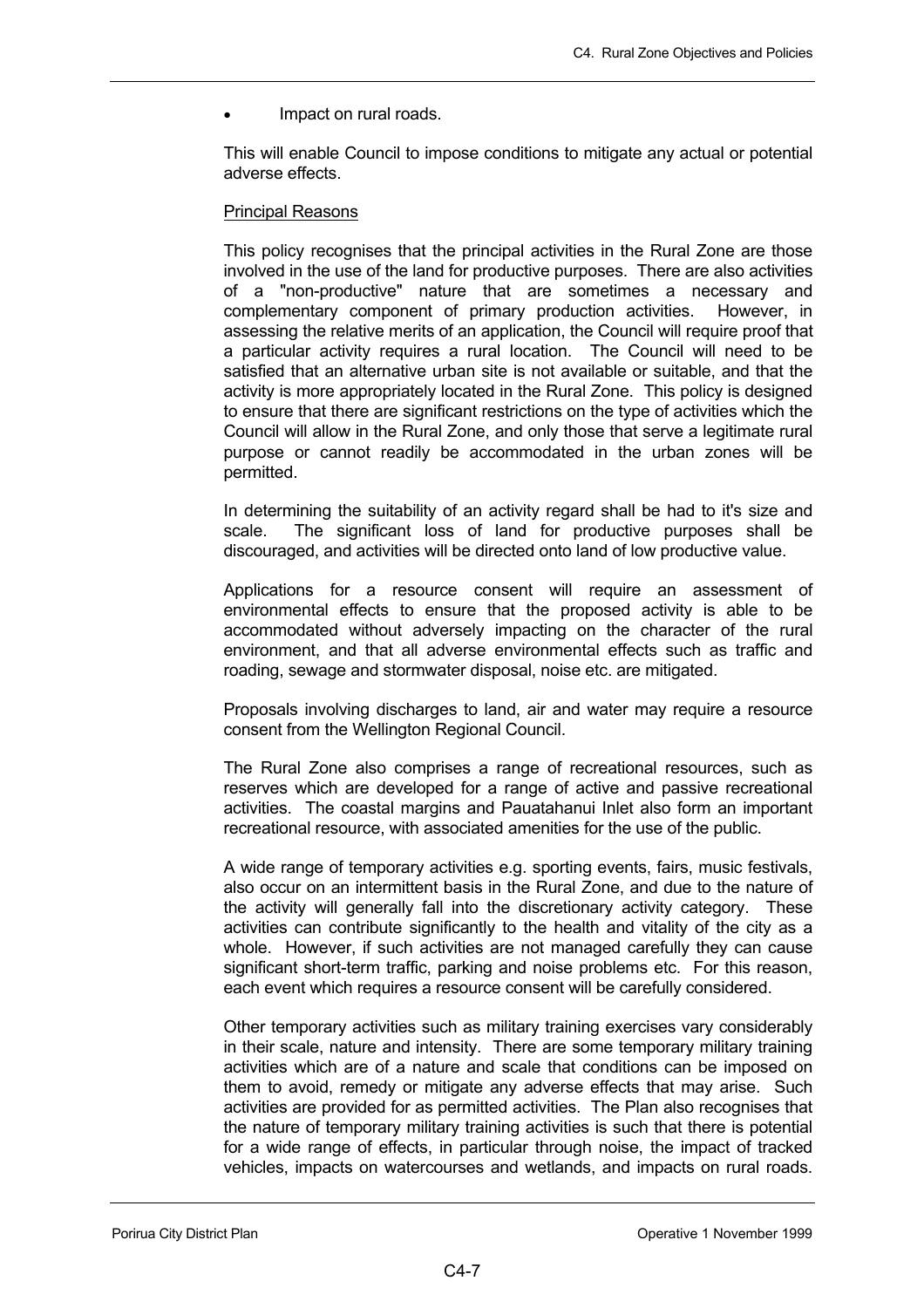- Impact on rural roads.

This will enable Council to impose conditions to mitigate any actual or potential adverse effects.

Principal Reasons

This policy recognises that the principal activities in the Rural Zone are those involved in the use of the land for productive purposes. There are also activities of a "non-productive" nature that are sometimes a necessary and complementary component of primary production activities. However, in assessing the relative merits of an application, the Council will require proof that a particular activity requires a rural location. The Council will need to be satisfied that an alternative urban site is not available or suitable, and that the activity is more appropriately located in the Rural Zone. This policy is designed to ensure that there are significant restrictions on the type of activities which the Council will allow in the Rural Zone, and only those that serve a legitimate rural purpose or cannot readily be accommodated in the urban zones will be permitted.

In determining the suitability of an activity regard shall be had to it's size and scale. The significant loss of land for productive purposes shall be discouraged, and activities will be directed onto land of low productive value.

Applications for a resource consent will require an assessment of environmental effects to ensure that the proposed activity is able to be accommodated without adversely impacting on the character of the rural environment, and that all adverse environmental effects such as traffic and roading, sewage and stormwater disposal, noise etc. are mitigated.

Proposals involving discharges to land, air and water may require a resource consent from the Wellington Regional Council.

The Rural Zone also comprises a range of recreational resources, such as reserves which are developed for a range of active and passive recreational activities. The coastal margins and Pauatahanui Inlet also form an important recreational resource, with associated amenities for the use of the public.

A wide range of temporary activities e.g. sporting events, fairs, music festivals, also occur on an intermittent basis in the Rural Zone, and due to the nature of the activity will generally fall into the discretionary activity category. These activities can contribute significantly to the health and vitality of the city as a whole. However, if such activities are not managed carefully they can cause significant short-term traffic, parking and noise problems etc. For this reason, each event which requires a resource consent will be carefully considered.

Other temporary activities such as military training exercises vary considerably in their scale, nature and intensity. There are some temporary military training activities which are of a nature and scale that conditions can be imposed on them to avoid, remedy or mitigate any adverse effects that may arise. Such activities are provided for as permitted activities. The Plan also recognises that the nature of temporary military training activities is such that there is potential for a wide range of effects, in particular through noise, the impact of tracked vehicles, impacts on watercourses and wetlands, and impacts on rural roads.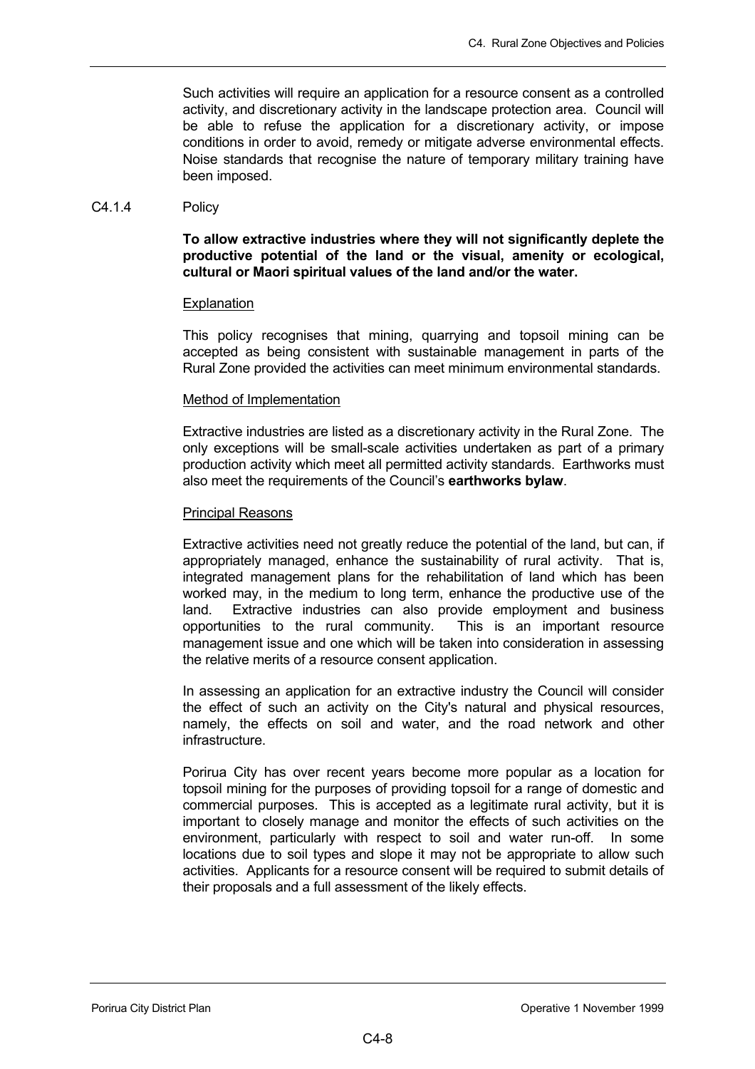Such activities will require an application for a resource consent as a controlled activity, and discretionary activity in the landscape protection area. Council will be able to refuse the application for a discretionary activity, or impose conditions in order to avoid, remedy or mitigate adverse environmental effects. Noise standards that recognise the nature of temporary military training have been imposed.

C4.1.4 Policy

**To allow extractive industries where they will not significantly deplete the productive potential of the land or the visual, amenity or ecological, cultural or Maori spiritual values of the land and/or the water.**

Explanation

This policy recognises that mining, quarrying and topsoil mining can be accepted as being consistent with sustainable management in parts of the Rural Zone provided the activities can meet minimum environmental standards.

Method of Implementation

Extractive industries are listed as a discretionary activity in the Rural Zone. The only exceptions will be small-scale activities undertaken as part of a primary production activity which meet all permitted activity standards. Earthworks must also meet the requirements of the Council's **earthworks bylaw**.

Principal Reasons

Extractive activities need not greatly reduce the potential of the land, but can, if appropriately managed, enhance the sustainability of rural activity. That is, integrated management plans for the rehabilitation of land which has been worked may, in the medium to long term, enhance the productive use of the land. Extractive industries can also provide employment and business opportunities to the rural community. This is an important resource management issue and one which will be taken into consideration in assessing the relative merits of a resource consent application.

In assessing an application for an extractive industry the Council will consider the effect of such an activity on the City's natural and physical resources, namely, the effects on soil and water, and the road network and other infrastructure.

Porirua City has over recent years become more popular as a location for topsoil mining for the purposes of providing topsoil for a range of domestic and commercial purposes. This is accepted as a legitimate rural activity, but it is important to closely manage and monitor the effects of such activities on the environment, particularly with respect to soil and water run-off. In some locations due to soil types and slope it may not be appropriate to allow such activities. Applicants for a resource consent will be required to submit details of their proposals and a full assessment of the likely effects.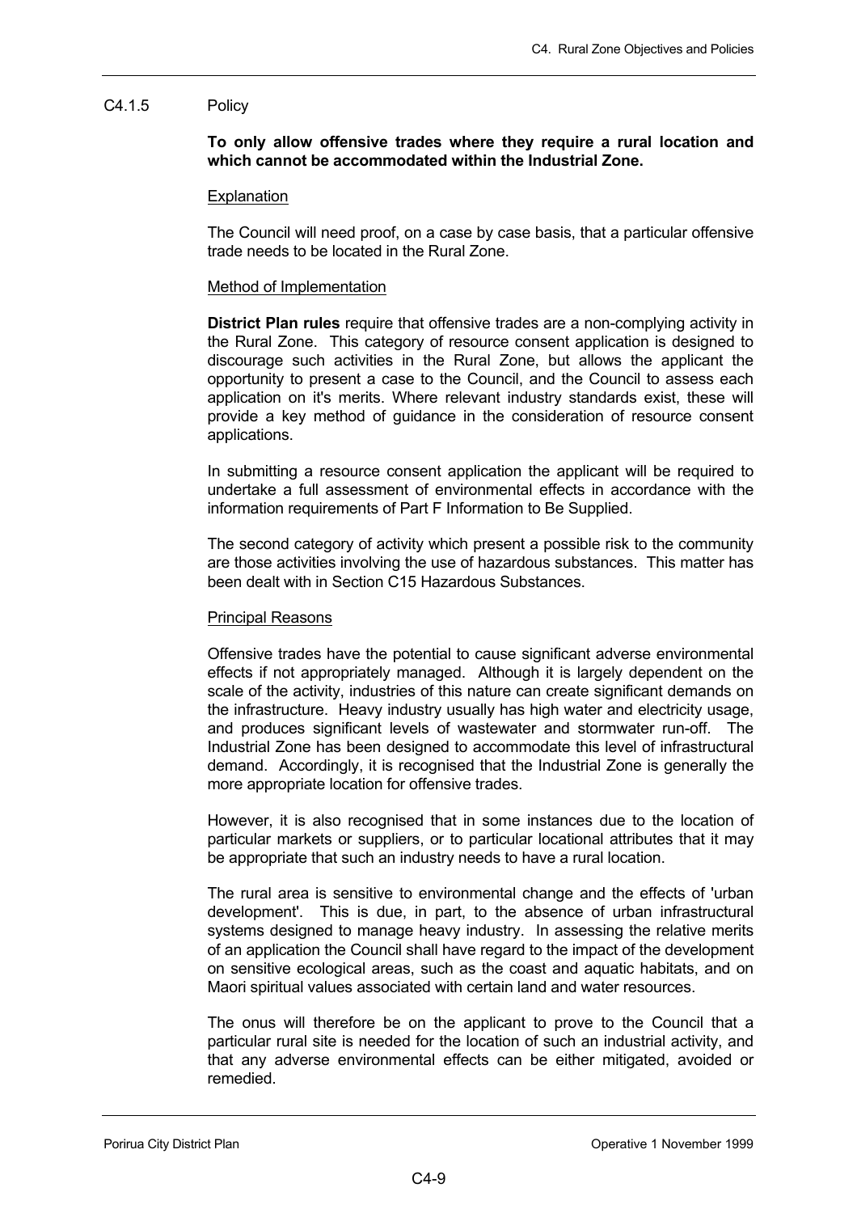## C4.1.5 Policy

**To only allow offensive trades where they require a rural location and which cannot be accommodated within the Industrial Zone.**

Explanation

The Council will need proof, on a case by case basis, that a particular offensive trade needs to be located in the Rural Zone.

Method of Implementation

**District Plan rules** require that offensive trades are a non-complying activity in the Rural Zone. This category of resource consent application is designed to discourage such activities in the Rural Zone, but allows the applicant the opportunity to present a case to the Council, and the Council to assess each application on it's merits. Where relevant industry standards exist, these will provide a key method of guidance in the consideration of resource consent applications.

In submitting a resource consent application the applicant will be required to undertake a full assessment of environmental effects in accordance with the information requirements of Part F Information to Be Supplied.

The second category of activity which present a possible risk to the community are those activities involving the use of hazardous substances. This matter has been dealt with in Section C15 Hazardous Substances.

Principal Reasons

Offensive trades have the potential to cause significant adverse environmental effects if not appropriately managed. Although it is largely dependent on the scale of the activity, industries of this nature can create significant demands on the infrastructure. Heavy industry usually has high water and electricity usage, and produces significant levels of wastewater and stormwater run-off. The Industrial Zone has been designed to accommodate this level of infrastructural demand. Accordingly, it is recognised that the Industrial Zone is generally the more appropriate location for offensive trades.

However, it is also recognised that in some instances due to the location of particular markets or suppliers, or to particular locational attributes that it may be appropriate that such an industry needs to have a rural location.

The rural area is sensitive to environmental change and the effects of 'urban development'. This is due, in part, to the absence of urban infrastructural systems designed to manage heavy industry. In assessing the relative merits of an application the Council shall have regard to the impact of the development on sensitive ecological areas, such as the coast and aquatic habitats, and on Maori spiritual values associated with certain land and water resources.

The onus will therefore be on the applicant to prove to the Council that a particular rural site is needed for the location of such an industrial activity, and that any adverse environmental effects can be either mitigated, avoided or remedied.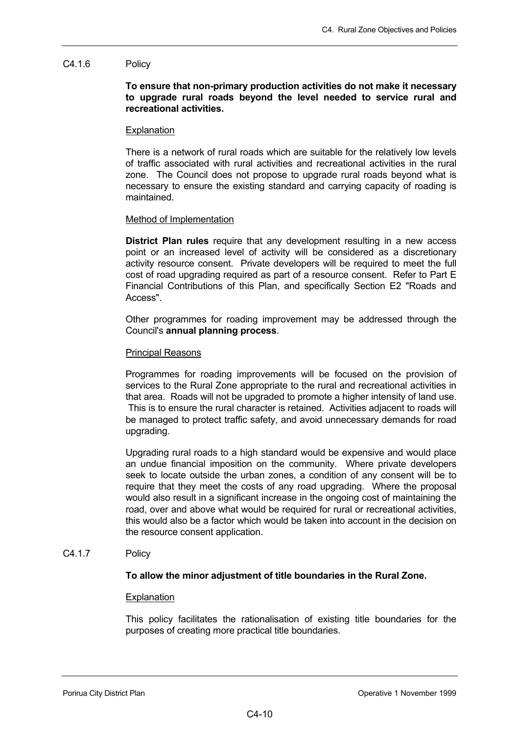C4.1.6 Policy

**To ensure that non-primary production activities do not make it necessary to upgrade rural roads beyond the level needed to service rural and recreational activities.**

Explanation

There is a network of rural roads which are suitable for the relatively low levels of traffic associated with rural activities and recreational activities in the rural zone. The Council does not propose to upgrade rural roads beyond what is necessary to ensure the existing standard and carrying capacity of roading is maintained.

Method of Implementation

**District Plan rules** require that any development resulting in a new access point or an increased level of activity will be considered as a discretionary activity resource consent. Private developers will be required to meet the full cost of road upgrading required as part of a resource consent. Refer to Part E Financial Contributions of this Plan, and specifically Section E2 "Roads and Access".

Other programmes for roading improvement may be addressed through the Council's **annual planning process**.

Principal Reasons

Programmes for roading improvements will be focused on the provision of services to the Rural Zone appropriate to the rural and recreational activities in that area. Roads will not be upgraded to promote a higher intensity of land use. This is to ensure the rural character is retained. Activities adjacent to roads will be managed to protect traffic safety, and avoid unnecessary demands for road upgrading.

Upgrading rural roads to a high standard would be expensive and would place an undue financial imposition on the community. Where private developers seek to locate outside the urban zones, a condition of any consent will be to require that they meet the costs of any road upgrading. Where the proposal would also result in a significant increase in the ongoing cost of maintaining the road, over and above what would be required for rural or recreational activities, this would also be a factor which would be taken into account in the decision on the resource consent application.

C4.1.7 Policy

**To allow the minor adjustment of title boundaries in the Rural Zone.**

Explanation

This policy facilitates the rationalisation of existing title boundaries for the purposes of creating more practical title boundaries.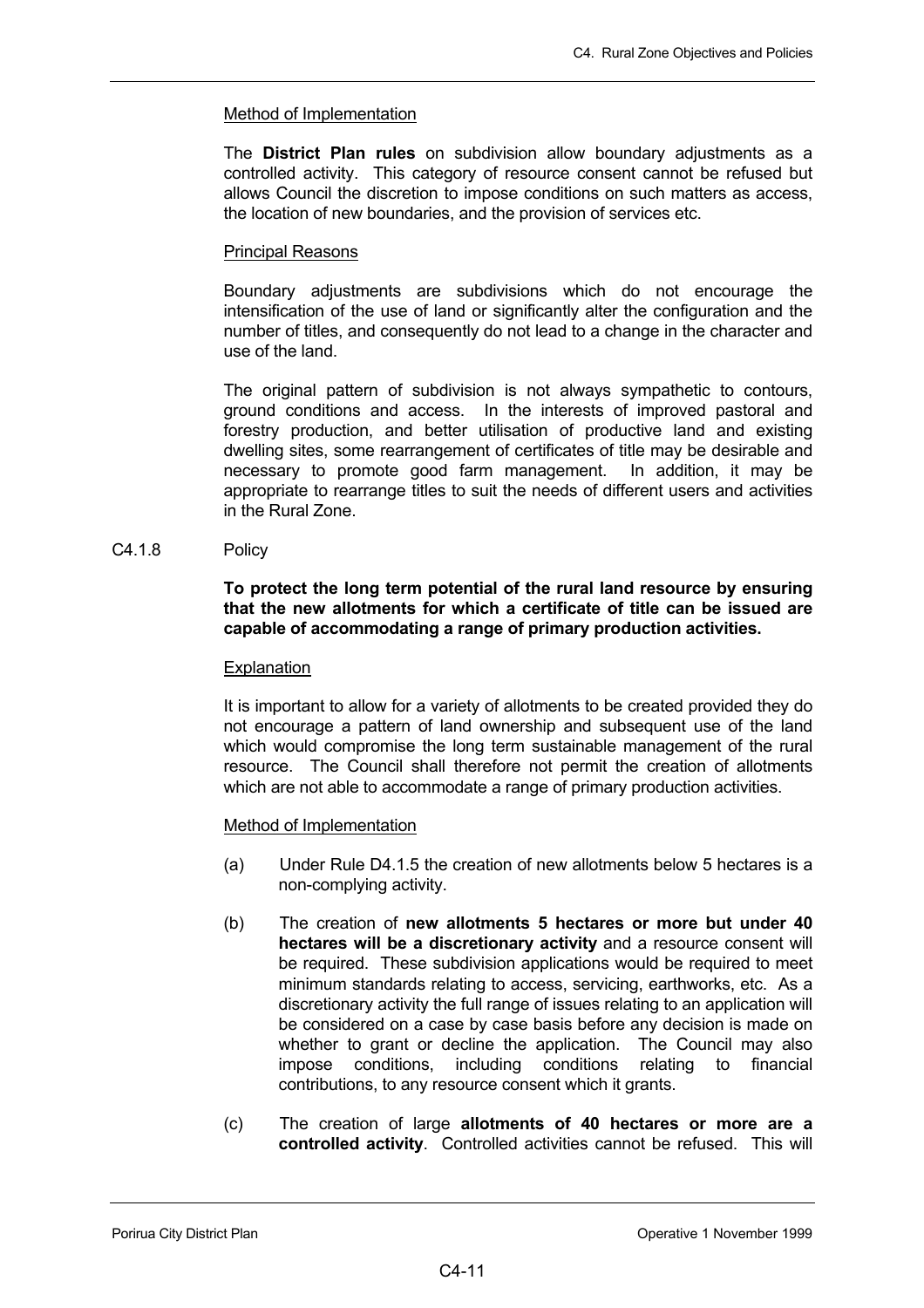Method of Implementation

The **District Plan rules** on subdivision allow boundary adjustments as a controlled activity. This category of resource consent cannot be refused but allows Council the discretion to impose conditions on such matters as access, the location of new boundaries, and the provision of services etc.

Principal Reasons

Boundary adjustments are subdivisions which do not encourage the intensification of the use of land or significantly alter the configuration and the number of titles, and consequently do not lead to a change in the character and use of the land.

The original pattern of subdivision is not always sympathetic to contours, ground conditions and access. In the interests of improved pastoral and forestry production, and better utilisation of productive land and existing dwelling sites, some rearrangement of certificates of title may be desirable and necessary to promote good farm management. In addition, it may be appropriate to rearrange titles to suit the needs of different users and activities in the Rural Zone.

C4.1.8 Policy

**To protect the long term potential of the rural land resource by ensuring that the new allotments for which a certificate of title can be issued are capable of accommodating a range of primary production activities.**

Explanation

It is important to allow for a variety of allotments to be created provided they do not encourage a pattern of land ownership and subsequent use of the land which would compromise the long term sustainable management of the rural resource. The Council shall therefore not permit the creation of allotments which are not able to accommodate a range of primary production activities.

Method of Implementation

(a) Under Rule D4.1.5 the creation of new allotments below 5 hectares is a non-complying activity.

(b) The creation of **new allotments 5 hectares or more but under 40 hectares will be a discretionary activity** and a resource consent will be required. These subdivision applications would be required to meet minimum standards relating to access, servicing, earthworks, etc. As a discretionary activity the full range of issues relating to an application will be considered on a case by case basis before any decision is made on whether to grant or decline the application. The Council may also impose conditions, including conditions relating to financial contributions, to any resource consent which it grants.

(c) The creation of large **allotments of 40 hectares or more are a controlled activity**. Controlled activities cannot be refused. This will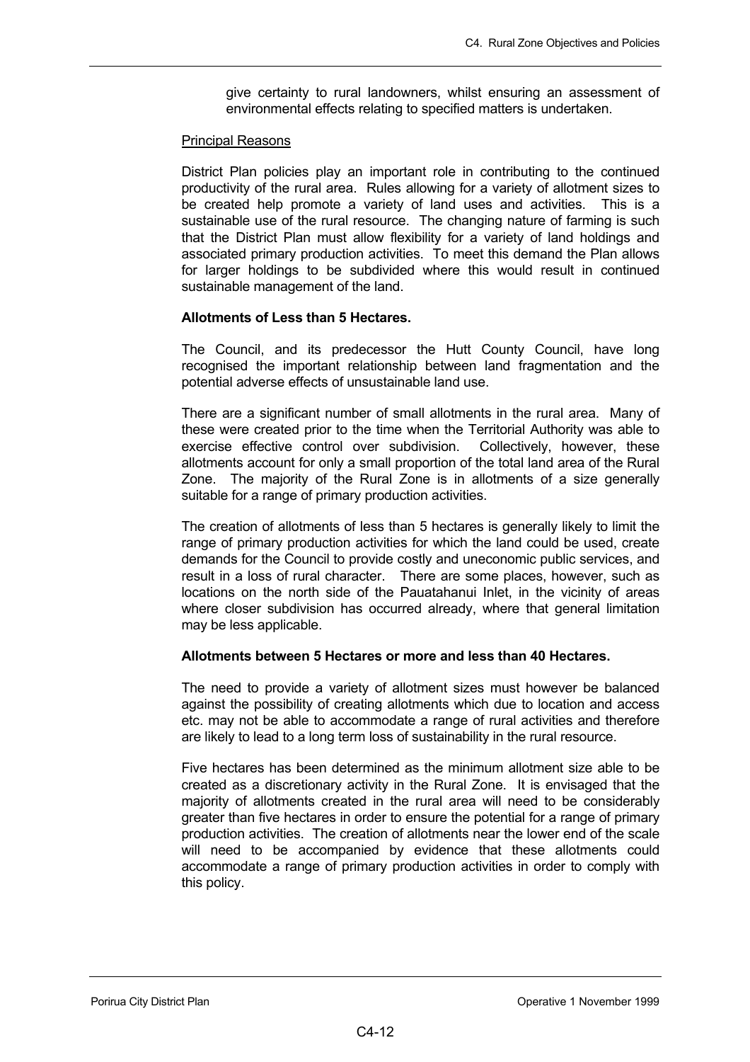give certainty to rural landowners, whilst ensuring an assessment of environmental effects relating to specified matters is undertaken.

Principal Reasons

District Plan policies play an important role in contributing to the continued productivity of the rural area. Rules allowing for a variety of allotment sizes to be created help promote a variety of land uses and activities. This is a sustainable use of the rural resource. The changing nature of farming is such that the District Plan must allow flexibility for a variety of land holdings and associated primary production activities. To meet this demand the Plan allows for larger holdings to be subdivided where this would result in continued sustainable management of the land.

**Allotments of Less than 5 Hectares.**

The Council, and its predecessor the Hutt County Council, have long recognised the important relationship between land fragmentation and the potential adverse effects of unsustainable land use.

There are a significant number of small allotments in the rural area. Many of these were created prior to the time when the Territorial Authority was able to exercise effective control over subdivision. Collectively, however, these allotments account for only a small proportion of the total land area of the Rural Zone. The majority of the Rural Zone is in allotments of a size generally suitable for a range of primary production activities.

The creation of allotments of less than 5 hectares is generally likely to limit the range of primary production activities for which the land could be used, create demands for the Council to provide costly and uneconomic public services, and result in a loss of rural character. There are some places, however, such as locations on the north side of the Pauatahanui Inlet, in the vicinity of areas where closer subdivision has occurred already, where that general limitation may be less applicable.

**Allotments between 5 Hectares or more and less than 40 Hectares.**

The need to provide a variety of allotment sizes must however be balanced against the possibility of creating allotments which due to location and access etc. may not be able to accommodate a range of rural activities and therefore are likely to lead to a long term loss of sustainability in the rural resource.

Five hectares has been determined as the minimum allotment size able to be created as a discretionary activity in the Rural Zone. It is envisaged that the majority of allotments created in the rural area will need to be considerably greater than five hectares in order to ensure the potential for a range of primary production activities. The creation of allotments near the lower end of the scale will need to be accompanied by evidence that these allotments could accommodate a range of primary production activities in order to comply with this policy.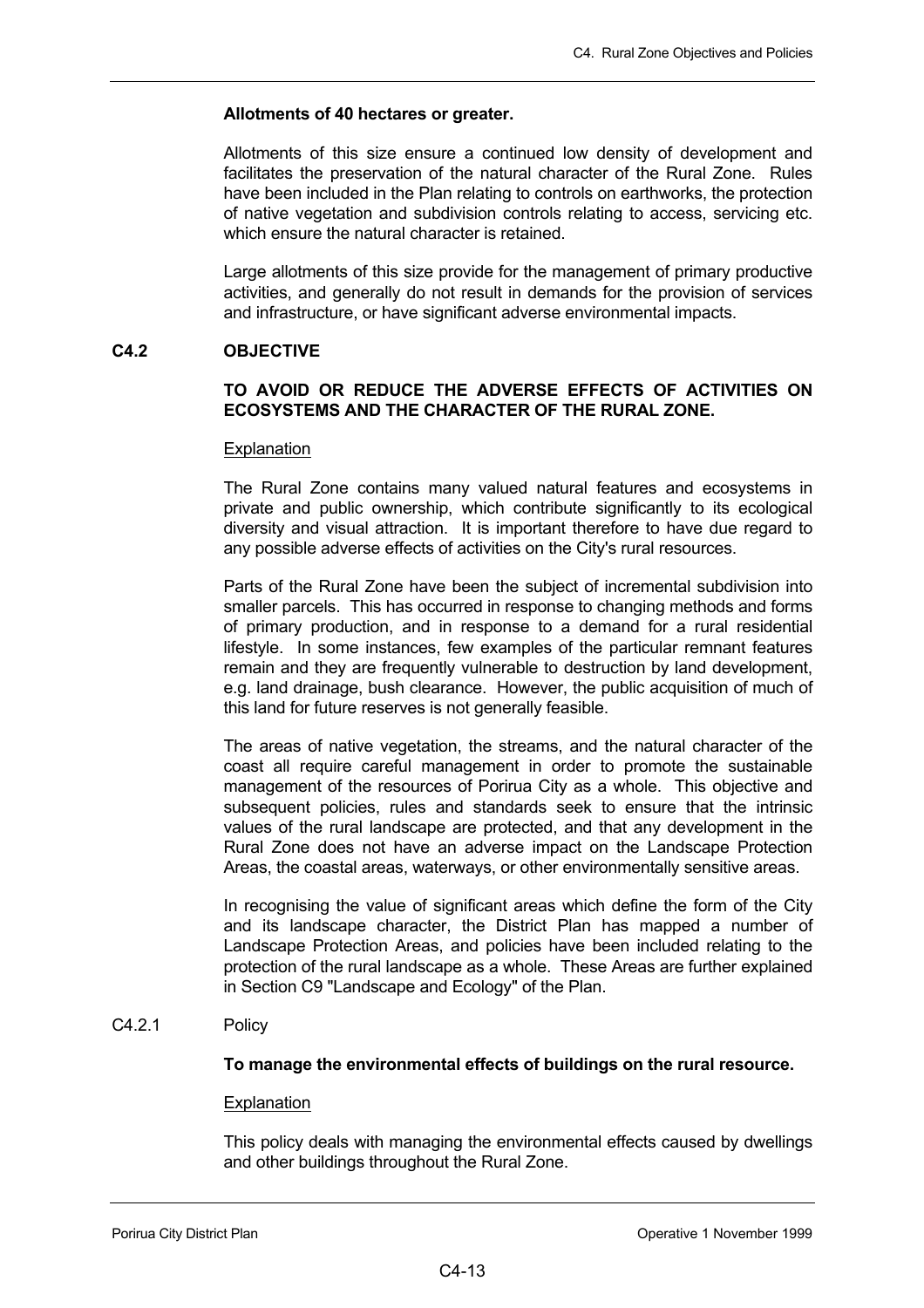**Allotments of 40 hectares or greater.**

Allotments of this size ensure a continued low density of development and facilitates the preservation of the natural character of the Rural Zone. Rules have been included in the Plan relating to controls on earthworks, the protection of native vegetation and subdivision controls relating to access, servicing etc. which ensure the natural character is retained.

Large allotments of this size provide for the management of primary productive activities, and generally do not result in demands for the provision of services and infrastructure, or have significant adverse environmental impacts.

## C4.2 OBJECTIVE

**TO AVOID OR REDUCE THE ADVERSE EFFECTS OF ACTIVITIES ON ECOSYSTEMS AND THE CHARACTER OF THE RURAL ZONE.**

Explanation

The Rural Zone contains many valued natural features and ecosystems in private and public ownership, which contribute significantly to its ecological diversity and visual attraction. It is important therefore to have due regard to any possible adverse effects of activities on the City's rural resources.

Parts of the Rural Zone have been the subject of incremental subdivision into smaller parcels. This has occurred in response to changing methods and forms of primary production, and in response to a demand for a rural residential lifestyle. In some instances, few examples of the particular remnant features remain and they are frequently vulnerable to destruction by land development, e.g. land drainage, bush clearance. However, the public acquisition of much of this land for future reserves is not generally feasible.

The areas of native vegetation, the streams, and the natural character of the coast all require careful management in order to promote the sustainable management of the resources of Porirua City as a whole. This objective and subsequent policies, rules and standards seek to ensure that the intrinsic values of the rural landscape are protected, and that any development in the Rural Zone does not have an adverse impact on the Landscape Protection Areas, the coastal areas, waterways, or other environmentally sensitive areas.

In recognising the value of significant areas which define the form of the City and its landscape character, the District Plan has mapped a number of Landscape Protection Areas, and policies have been included relating to the protection of the rural landscape as a whole. These Areas are further explained in Section C9 "Landscape and Ecology" of the Plan.

### C4.2.1 Policy

**To manage the environmental effects of buildings on the rural resource.**

Explanation

This policy deals with managing the environmental effects caused by dwellings and other buildings throughout the Rural Zone.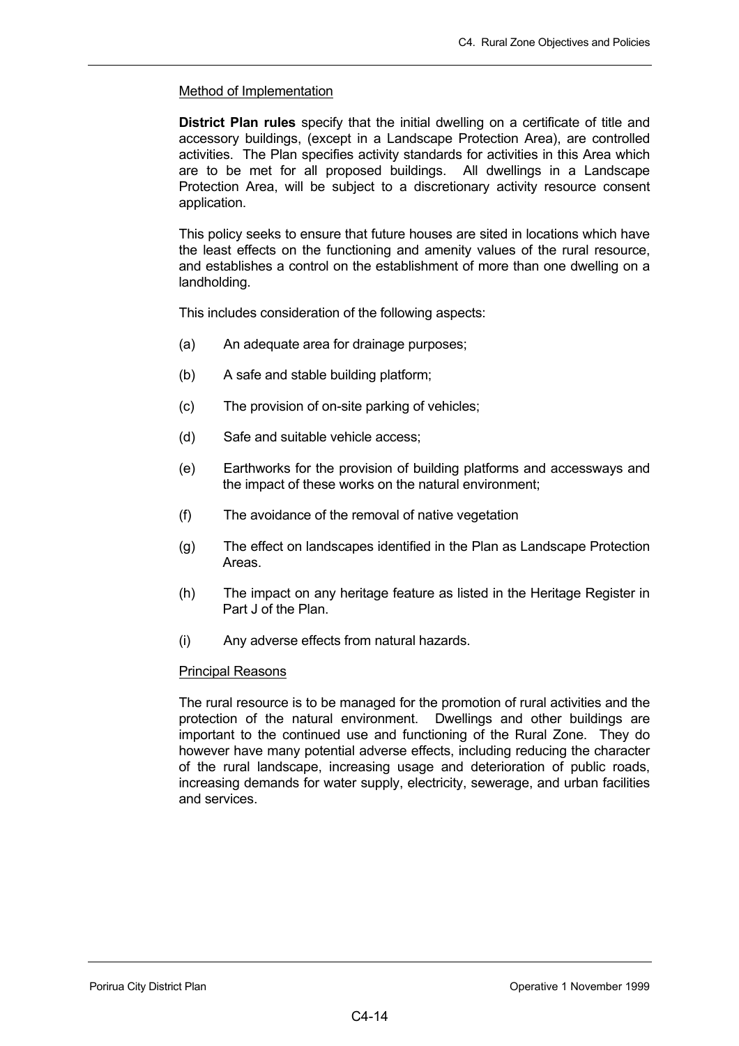Method of Implementation

**District Plan rules** specify that the initial dwelling on a certificate of title and accessory buildings, (except in a Landscape Protection Area), are controlled activities. The Plan specifies activity standards for activities in this Area which are to be met for all proposed buildings. All dwellings in a Landscape Protection Area, will be subject to a discretionary activity resource consent application.

This policy seeks to ensure that future houses are sited in locations which have the least effects on the functioning and amenity values of the rural resource, and establishes a control on the establishment of more than one dwelling on a landholding.

This includes consideration of the following aspects:

(a) An adequate area for drainage purposes;

(b) A safe and stable building platform;

(c) The provision of on-site parking of vehicles;

(d) Safe and suitable vehicle access;

(e) Earthworks for the provision of building platforms and accessways and the impact of these works on the natural environment;

(f) The avoidance of the removal of native vegetation

(g) The effect on landscapes identified in the Plan as Landscape Protection Areas.

(h) The impact on any heritage feature as listed in the Heritage Register in Part J of the Plan.

(i) Any adverse effects from natural hazards.

Principal Reasons

The rural resource is to be managed for the promotion of rural activities and the protection of the natural environment. Dwellings and other buildings are important to the continued use and functioning of the Rural Zone. They do however have many potential adverse effects, including reducing the character of the rural landscape, increasing usage and deterioration of public roads, increasing demands for water supply, electricity, sewerage, and urban facilities and services.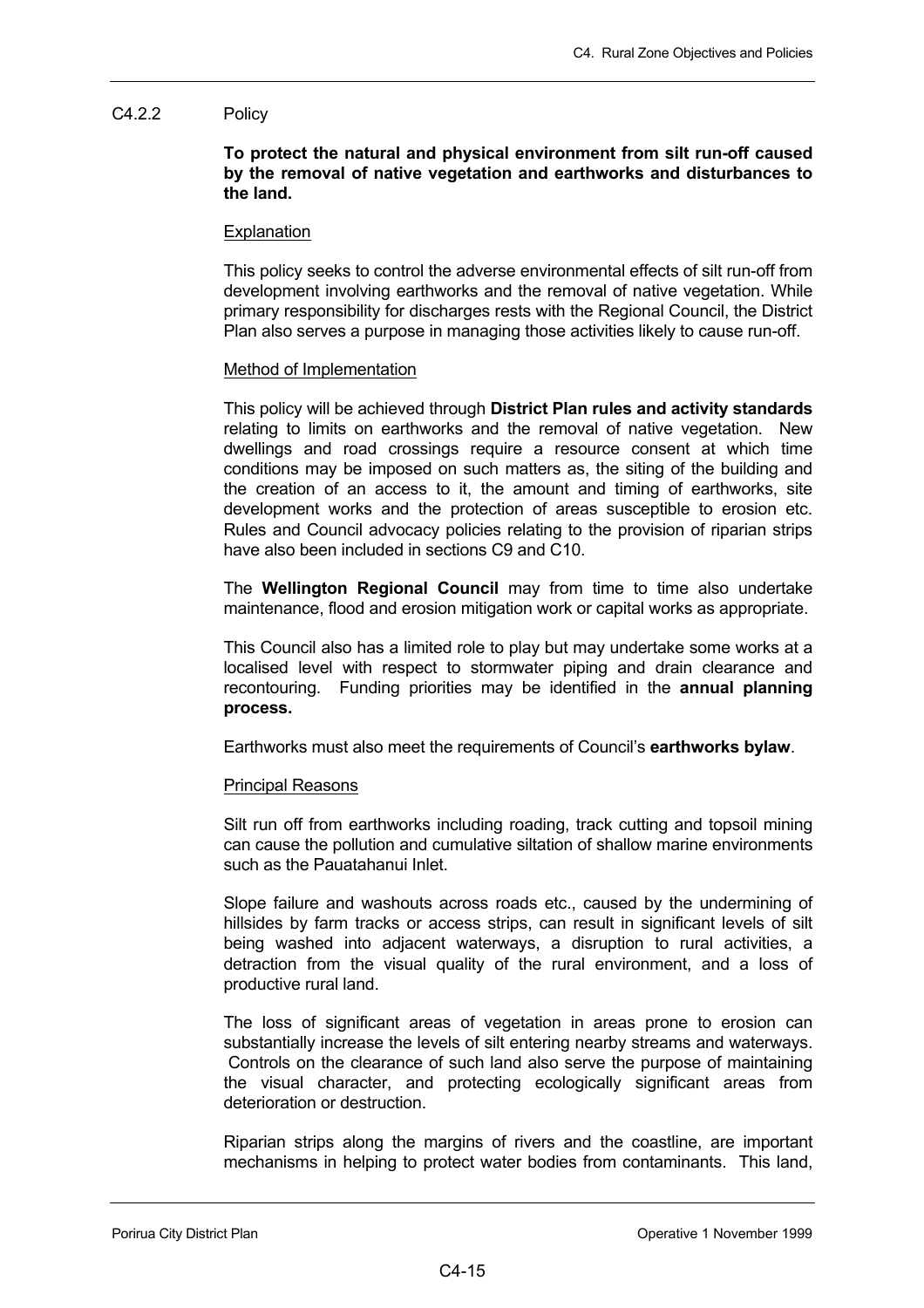## C4.2.2 Policy

**To protect the natural and physical environment from silt run-off caused by the removal of native vegetation and earthworks and disturbances to the land.**

Explanation

This policy seeks to control the adverse environmental effects of silt run-off from development involving earthworks and the removal of native vegetation. While primary responsibility for discharges rests with the Regional Council, the District Plan also serves a purpose in managing those activities likely to cause run-off.

Method of Implementation

This policy will be achieved through **District Plan rules and activity standards** relating to limits on earthworks and the removal of native vegetation. New dwellings and road crossings require a resource consent at which time conditions may be imposed on such matters as, the siting of the building and the creation of an access to it, the amount and timing of earthworks, site development works and the protection of areas susceptible to erosion etc. Rules and Council advocacy policies relating to the provision of riparian strips have also been included in sections C9 and C10.

The **Wellington Regional Council** may from time to time also undertake maintenance, flood and erosion mitigation work or capital works as appropriate.

This Council also has a limited role to play but may undertake some works at a localised level with respect to stormwater piping and drain clearance and recontouring. Funding priorities may be identified in the **annual planning process.**

Earthworks must also meet the requirements of Council's **earthworks bylaw**.

Principal Reasons

Silt run off from earthworks including roading, track cutting and topsoil mining can cause the pollution and cumulative siltation of shallow marine environments such as the Pauatahanui Inlet.

Slope failure and washouts across roads etc., caused by the undermining of hillsides by farm tracks or access strips, can result in significant levels of silt being washed into adjacent waterways, a disruption to rural activities, a detraction from the visual quality of the rural environment, and a loss of productive rural land.

The loss of significant areas of vegetation in areas prone to erosion can substantially increase the levels of silt entering nearby streams and waterways. Controls on the clearance of such land also serve the purpose of maintaining the visual character, and protecting ecologically significant areas from deterioration or destruction.

Riparian strips along the margins of rivers and the coastline, are important mechanisms in helping to protect water bodies from contaminants. This land,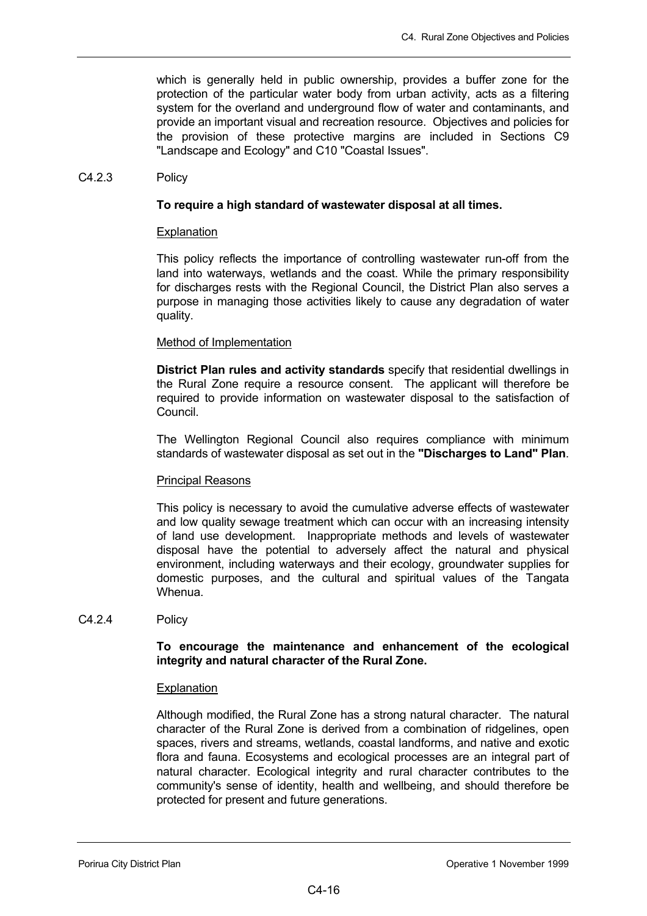which is generally held in public ownership, provides a buffer zone for the protection of the particular water body from urban activity, acts as a filtering system for the overland and underground flow of water and contaminants, and provide an important visual and recreation resource. Objectives and policies for the provision of these protective margins are included in Sections C9 "Landscape and Ecology" and C10 "Coastal Issues".

C4.2.3 Policy

**To require a high standard of wastewater disposal at all times.**

Explanation

This policy reflects the importance of controlling wastewater run-off from the land into waterways, wetlands and the coast. While the primary responsibility for discharges rests with the Regional Council, the District Plan also serves a purpose in managing those activities likely to cause any degradation of water quality.

Method of Implementation

**District Plan rules and activity standards** specify that residential dwellings in the Rural Zone require a resource consent. The applicant will therefore be required to provide information on wastewater disposal to the satisfaction of Council.

The Wellington Regional Council also requires compliance with minimum standards of wastewater disposal as set out in the **"Discharges to Land" Plan**.

Principal Reasons

This policy is necessary to avoid the cumulative adverse effects of wastewater and low quality sewage treatment which can occur with an increasing intensity of land use development. Inappropriate methods and levels of wastewater disposal have the potential to adversely affect the natural and physical environment, including waterways and their ecology, groundwater supplies for domestic purposes, and the cultural and spiritual values of the Tangata Whenua.

C4.2.4 Policy

**To encourage the maintenance and enhancement of the ecological integrity and natural character of the Rural Zone.**

Explanation

Although modified, the Rural Zone has a strong natural character. The natural character of the Rural Zone is derived from a combination of ridgelines, open spaces, rivers and streams, wetlands, coastal landforms, and native and exotic flora and fauna. Ecosystems and ecological processes are an integral part of natural character. Ecological integrity and rural character contributes to the community's sense of identity, health and wellbeing, and should therefore be protected for present and future generations.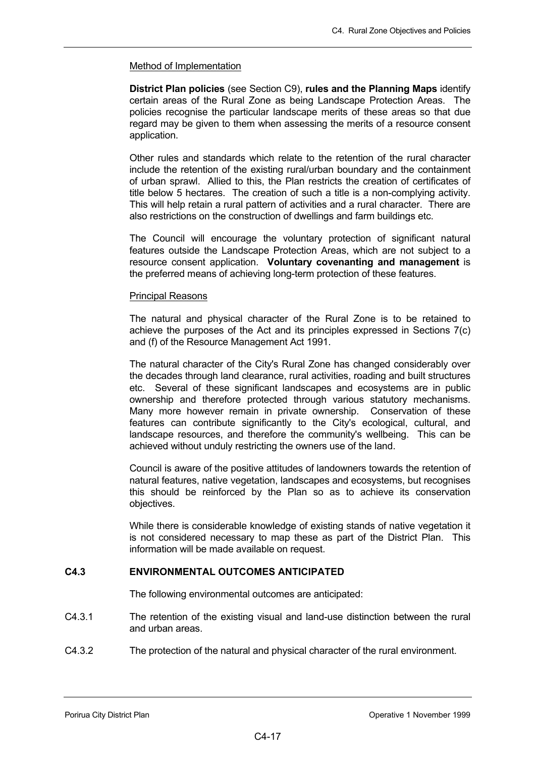Method of Implementation

**District Plan policies** (see Section C9), **rules and the Planning Maps** identify certain areas of the Rural Zone as being Landscape Protection Areas. The policies recognise the particular landscape merits of these areas so that due regard may be given to them when assessing the merits of a resource consent application.

Other rules and standards which relate to the retention of the rural character include the retention of the existing rural/urban boundary and the containment of urban sprawl. Allied to this, the Plan restricts the creation of certificates of title below 5 hectares. The creation of such a title is a non-complying activity. This will help retain a rural pattern of activities and a rural character. There are also restrictions on the construction of dwellings and farm buildings etc.

The Council will encourage the voluntary protection of significant natural features outside the Landscape Protection Areas, which are not subject to a resource consent application. **Voluntary covenanting and management** is the preferred means of achieving long-term protection of these features.

Principal Reasons

The natural and physical character of the Rural Zone is to be retained to achieve the purposes of the Act and its principles expressed in Sections 7(c) and (f) of the Resource Management Act 1991.

The natural character of the City's Rural Zone has changed considerably over the decades through land clearance, rural activities, roading and built structures etc. Several of these significant landscapes and ecosystems are in public ownership and therefore protected through various statutory mechanisms. Many more however remain in private ownership. Conservation of these features can contribute significantly to the City's ecological, cultural, and landscape resources, and therefore the community's wellbeing. This can be achieved without unduly restricting the owners use of the land.

Council is aware of the positive attitudes of landowners towards the retention of natural features, native vegetation, landscapes and ecosystems, but recognises this should be reinforced by the Plan so as to achieve its conservation objectives.

While there is considerable knowledge of existing stands of native vegetation it is not considered necessary to map these as part of the District Plan. This information will be made available on request.

## C4.3 ENVIRONMENTAL OUTCOMES ANTICIPATED

The following environmental outcomes are anticipated:

C4.3.1 The retention of the existing visual and land-use distinction between the rural and urban areas.

C4.3.2 The protection of the natural and physical character of the rural environment.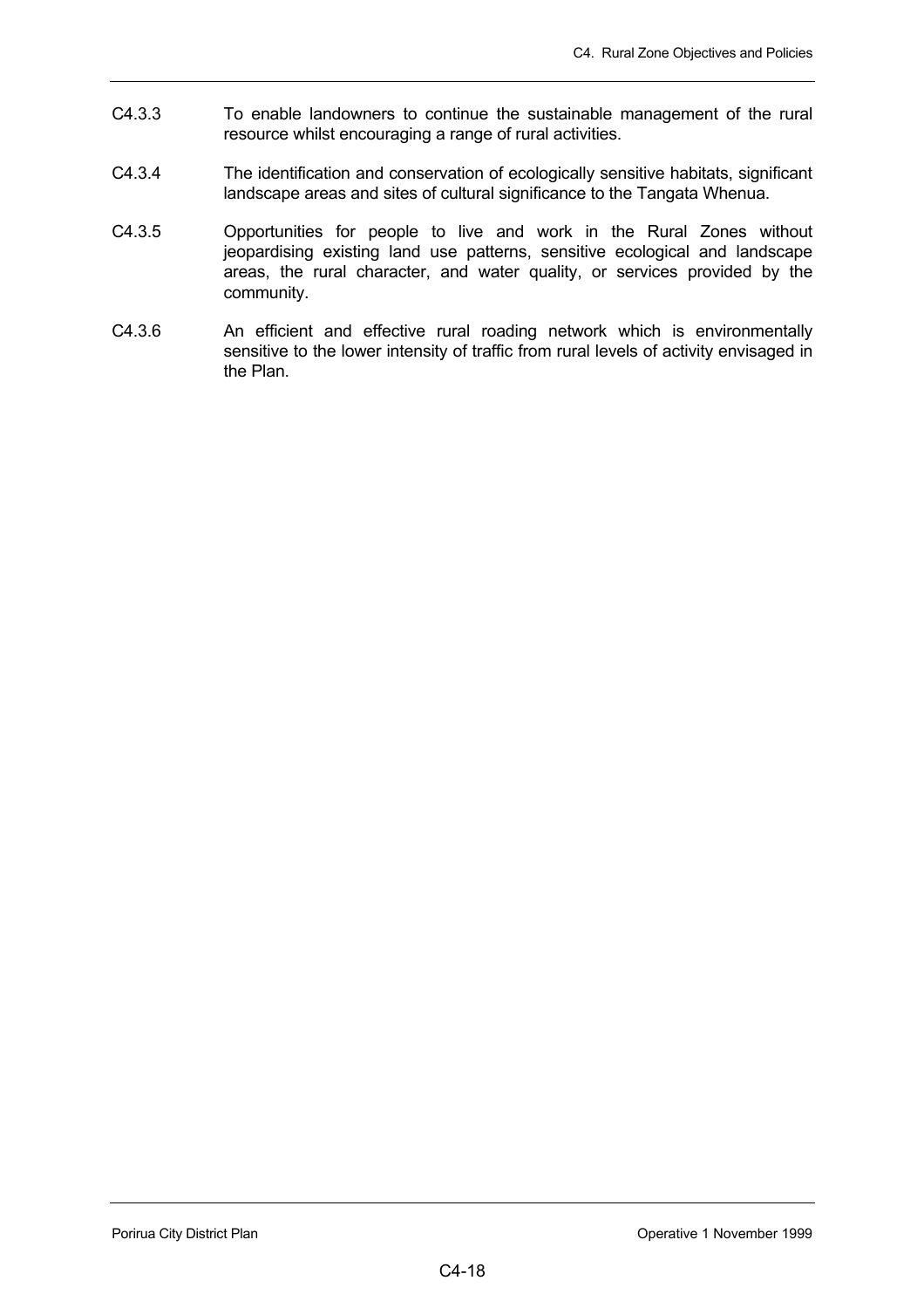C4.3.3 To enable landowners to continue the sustainable management of the rural resource whilst encouraging a range of rural activities.

C4.3.4 The identification and conservation of ecologically sensitive habitats, significant landscape areas and sites of cultural significance to the Tangata Whenua.

C4.3.5 Opportunities for people to live and work in the Rural Zones without jeopardising existing land use patterns, sensitive ecological and landscape areas, the rural character, and water quality, or services provided by the community.

C4.3.6 An efficient and effective rural roading network which is environmentally sensitive to the lower intensity of traffic from rural levels of activity envisaged in the Plan.